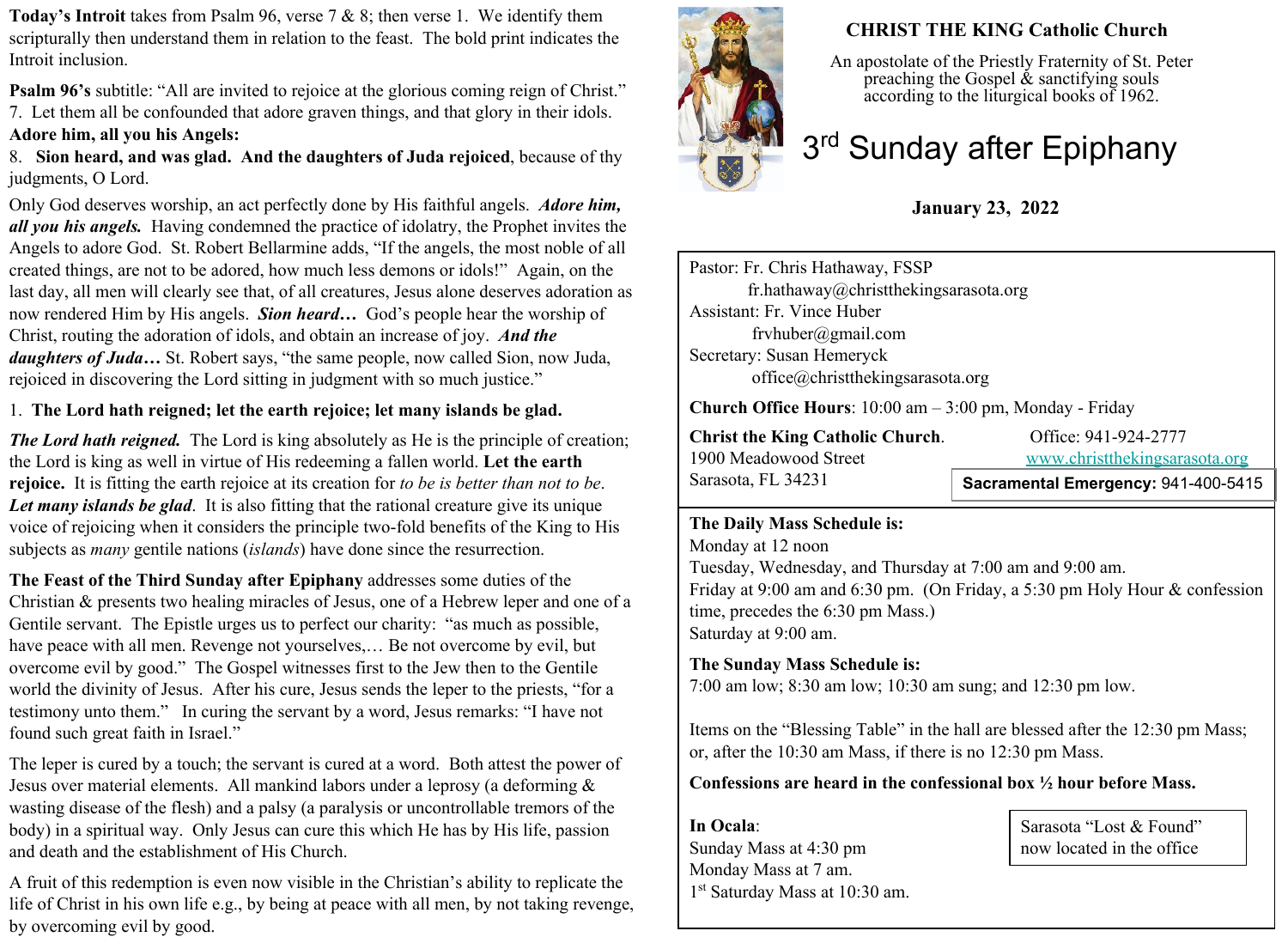# CHRIST THE KING Catholic Church

An apostolate of the Priestly Fraternity of St. Peter preaching the Gospel & sanctifying souls according to the liturgical books of 1962.

## 3rd Sunday after Epiphany

**January 23, 2022**

Pastor: Fr. Chris Hathaway, FSSP
fr.hathaway@christthekingsarasota.org
Assistant: Fr. Vince Huber
frvhuber@gmail.com
Secretary: Susan Hemeryck
office@christthekingsarasota.org

**Church Office Hours**: 10:00 am – 3:00 pm, Monday - Friday

**Christ the King Catholic Church**.
1900 Meadowood Street
Sarasota, FL 34231

Office: 941-924-2777
www.christthekingsarasota.org

**Sacramental Emergency:** 941-400-5415

**The Daily Mass Schedule is:**
Monday at 12 noon
Tuesday, Wednesday, and Thursday at 7:00 am and 9:00 am.
Friday at 9:00 am and 6:30 pm. (On Friday, a 5:30 pm Holy Hour & confession time, precedes the 6:30 pm Mass.)
Saturday at 9:00 am.

**The Sunday Mass Schedule is:**
7:00 am low; 8:30 am low; 10:30 am sung; and 12:30 pm low.

Items on the "Blessing Table" in the hall are blessed after the 12:30 pm Mass; or, after the 10:30 am Mass, if there is no 12:30 pm Mass.

**Confessions are heard in the confessional box ½ hour before Mass.**

**In Ocala**:
Sunday Mass at 4:30 pm
Monday Mass at 7 am.
1st Saturday Mass at 10:30 am.

Sarasota "Lost & Found" now located in the office

---

**Today's Introit** takes from Psalm 96, verse 7 & 8; then verse 1. We identify them scripturally then understand them in relation to the feast. The bold print indicates the Introit inclusion.

**Psalm 96's** subtitle: "All are invited to rejoice at the glorious coming reign of Christ."
7. Let them all be confounded that adore graven things, and that glory in their idols. **Adore him, all you his Angels:**
8. **Sion heard, and was glad. And the daughters of Juda rejoiced**, because of thy judgments, O Lord.

Only God deserves worship, an act perfectly done by His faithful angels. ***Adore him, all you his angels.*** Having condemned the practice of idolatry, the Prophet invites the Angels to adore God. St. Robert Bellarmine adds, "If the angels, the most noble of all created things, are not to be adored, how much less demons or idols!" Again, on the last day, all men will clearly see that, of all creatures, Jesus alone deserves adoration as now rendered Him by His angels. ***Sion heard…*** God's people hear the worship of Christ, routing the adoration of idols, and obtain an increase of joy. ***And the daughters of Juda…*** St. Robert says, "the same people, now called Sion, now Juda, rejoiced in discovering the Lord sitting in judgment with so much justice."

1. **The Lord hath reigned; let the earth rejoice; let many islands be glad.**

***The Lord hath reigned.*** The Lord is king absolutely as He is the principle of creation; the Lord is king as well in virtue of His redeeming a fallen world. **Let the earth rejoice.** It is fitting the earth rejoice at its creation for *to be is better than not to be*. ***Let many islands be glad***. It is also fitting that the rational creature give its unique voice of rejoicing when it considers the principle two-fold benefits of the King to His subjects as *many* gentile nations (*islands*) have done since the resurrection.

**The Feast of the Third Sunday after Epiphany** addresses some duties of the Christian & presents two healing miracles of Jesus, one of a Hebrew leper and one of a Gentile servant. The Epistle urges us to perfect our charity: "as much as possible, have peace with all men. Revenge not yourselves,… Be not overcome by evil, but overcome evil by good." The Gospel witnesses first to the Jew then to the Gentile world the divinity of Jesus. After his cure, Jesus sends the leper to the priests, "for a testimony unto them." In curing the servant by a word, Jesus remarks: "I have not found such great faith in Israel."

The leper is cured by a touch; the servant is cured at a word. Both attest the power of Jesus over material elements. All mankind labors under a leprosy (a deforming & wasting disease of the flesh) and a palsy (a paralysis or uncontrollable tremors of the body) in a spiritual way. Only Jesus can cure this which He has by His life, passion and death and the establishment of His Church.

A fruit of this redemption is even now visible in the Christian's ability to replicate the life of Christ in his own life e.g., by being at peace with all men, by not taking revenge, by overcoming evil by good.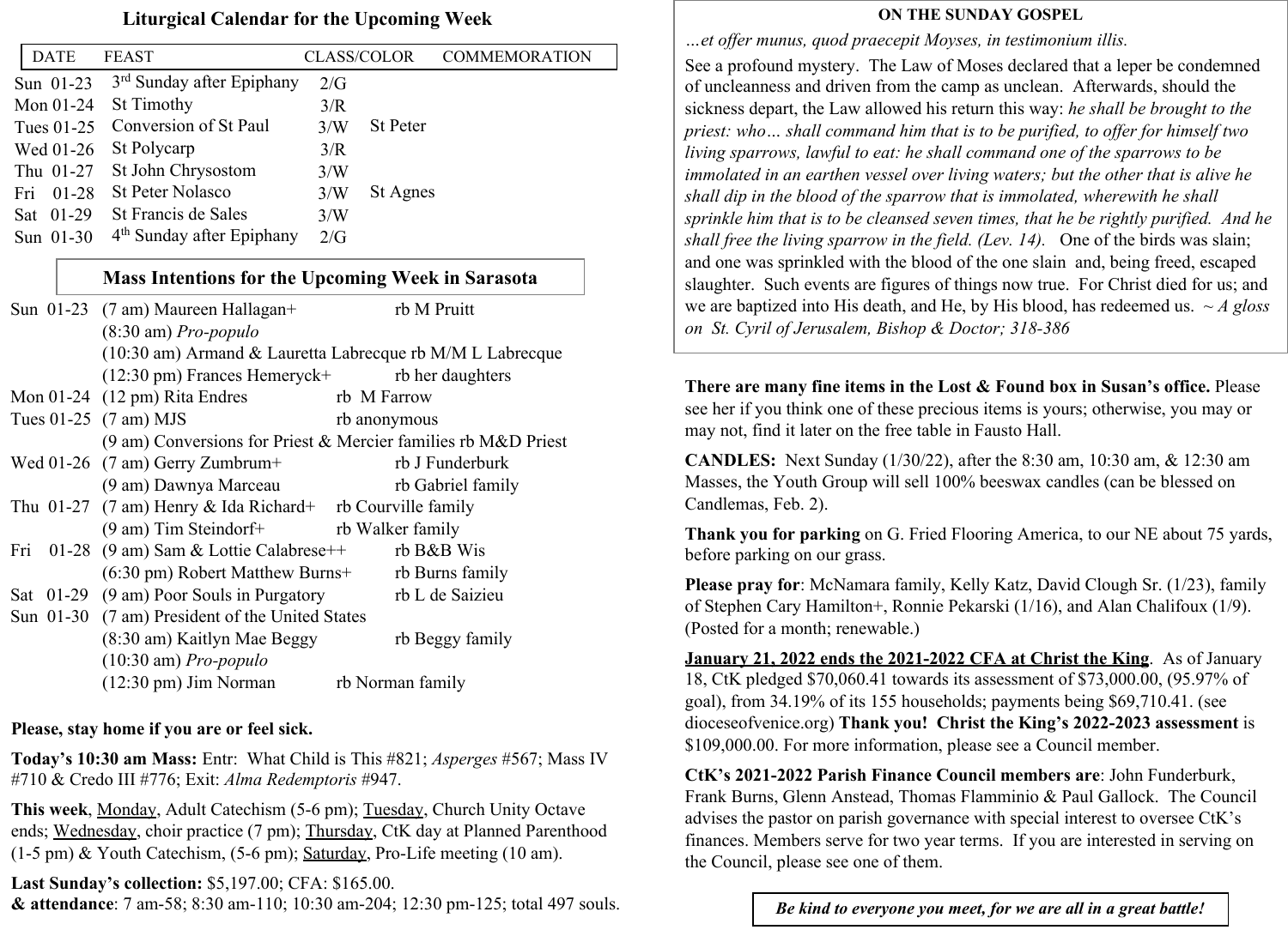## Liturgical Calendar for the Upcoming Week

| DATE | FEAST | CLASS/COLOR | COMMEMORATION |
|---|---|---|---|
| Sun 01-23 | 3rd Sunday after Epiphany | 2/G | |
| Mon 01-24 | St Timothy | 3/R | |
| Tues 01-25 | Conversion of St Paul | 3/W | St Peter |
| Wed 01-26 | St Polycarp | 3/R | |
| Thu 01-27 | St John Chrysostom | 3/W | |
| Fri 01-28 | St Peter Nolasco | 3/W | St Agnes |
| Sat 01-29 | St Francis de Sales | 3/W | |
| Sun 01-30 | 4th Sunday after Epiphany | 2/G | |

## Mass Intentions for the Upcoming Week in Sarasota

| | | |
|---|---|---|
| Sun 01-23 | (7 am) Maureen Hallagan+ | rb M Pruitt |
| | (8:30 am) *Pro-populo* | |
| | (10:30 am) Armand & Lauretta Labrecque | rb M/M L Labrecque |
| | (12:30 pm) Frances Hemeryck+ | rb her daughters |
| Mon 01-24 | (12 pm) Rita Endres | rb M Farrow |
| Tues 01-25 | (7 am) MJS | rb anonymous |
| | (9 am) Conversions for Priest & Mercier families | rb M&D Priest |
| Wed 01-26 | (7 am) Gerry Zumbrum+ | rb J Funderburk |
| | (9 am) Dawnya Marceau | rb Gabriel family |
| Thu 01-27 | (7 am) Henry & Ida Richard+ | rb Courville family |
| | (9 am) Tim Steindorf+ | rb Walker family |
| Fri 01-28 | (9 am) Sam & Lottie Calabrese++ | rb B&B Wis |
| | (6:30 pm) Robert Matthew Burns+ | rb Burns family |
| Sat 01-29 | (9 am) Poor Souls in Purgatory | rb L de Saizieu |
| Sun 01-30 | (7 am) President of the United States | |
| | (8:30 am) Kaitlyn Mae Beggy | rb Beggy family |
| | (10:30 am) *Pro-populo* | |
| | (12:30 pm) Jim Norman | rb Norman family |

**Please, stay home if you are or feel sick.**

**Today's 10:30 am Mass:** Entr: What Child is This #821; *Asperges* #567; Mass IV #710 & Credo III #776; Exit: *Alma Redemptoris* #947.

**This week**, Monday, Adult Catechism (5-6 pm); Tuesday, Church Unity Octave ends; Wednesday, choir practice (7 pm); Thursday, CtK day at Planned Parenthood (1-5 pm) & Youth Catechism, (5-6 pm); Saturday, Pro-Life meeting (10 am).

**Last Sunday's collection:** $5,197.00; CFA: $165.00.
**& attendance**: 7 am-58; 8:30 am-110; 10:30 am-204; 12:30 pm-125; total 497 souls.

### ON THE SUNDAY GOSPEL

*…et offer munus, quod praecepit Moyses, in testimonium illis.*

See a profound mystery. The Law of Moses declared that a leper be condemned of uncleanness and driven from the camp as unclean. Afterwards, should the sickness depart, the Law allowed his return this way: *he shall be brought to the priest: who… shall command him that is to be purified, to offer for himself two living sparrows, lawful to eat: he shall command one of the sparrows to be immolated in an earthen vessel over living waters; but the other that is alive he shall dip in the blood of the sparrow that is immolated, wherewith he shall sprinkle him that is to be cleansed seven times, that he be rightly purified. And he shall free the living sparrow in the field. (Lev. 14).* One of the birds was slain; and one was sprinkled with the blood of the one slain and, being freed, escaped slaughter. Such events are figures of things now true. For Christ died for us; and we are baptized into His death, and He, by His blood, has redeemed us. *~ A gloss on St. Cyril of Jerusalem, Bishop & Doctor; 318-386*

**There are many fine items in the Lost & Found box in Susan's office.** Please see her if you think one of these precious items is yours; otherwise, you may or may not, find it later on the free table in Fausto Hall.

**CANDLES:** Next Sunday (1/30/22), after the 8:30 am, 10:30 am, & 12:30 am Masses, the Youth Group will sell 100% beeswax candles (can be blessed on Candlemas, Feb. 2).

**Thank you for parking** on G. Fried Flooring America, to our NE about 75 yards, before parking on our grass.

**Please pray for**: McNamara family, Kelly Katz, David Clough Sr. (1/23), family of Stephen Cary Hamilton+, Ronnie Pekarski (1/16), and Alan Chalifoux (1/9). (Posted for a month; renewable.)

**January 21, 2022 ends the 2021-2022 CFA at Christ the King**. As of January 18, CtK pledged $70,060.41 towards its assessment of $73,000.00, (95.97% of goal), from 34.19% of its 155 households; payments being $69,710.41. (see dioceseofvenice.org) **Thank you! Christ the King's 2022-2023 assessment** is $109,000.00. For more information, please see a Council member.

**CtK's 2021-2022 Parish Finance Council members are**: John Funderburk, Frank Burns, Glenn Anstead, Thomas Flamminio & Paul Gallock. The Council advises the pastor on parish governance with special interest to oversee CtK's finances. Members serve for two year terms. If you are interested in serving on the Council, please see one of them.

***Be kind to everyone you meet, for we are all in a great battle!***